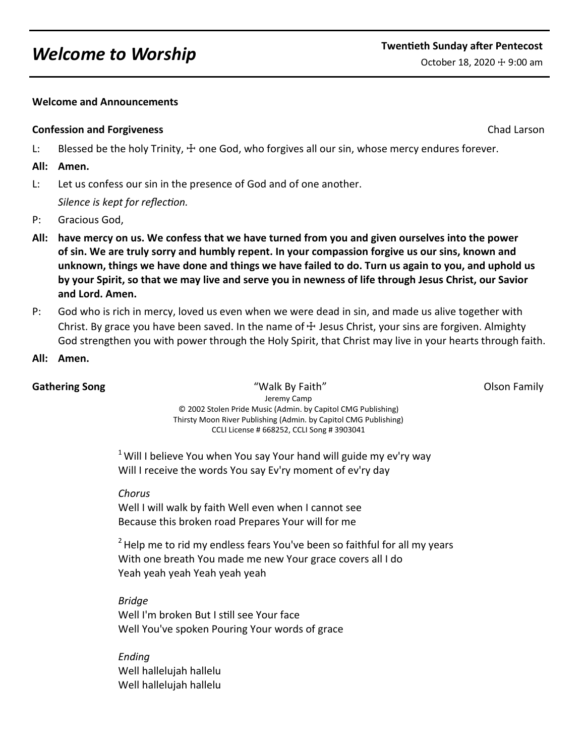# Welcome to Worship

**Twentieth Sunday after Pentecost**
October 18, 2020 ☩ 9:00 am

**Welcome and Announcements**

**Confession and Forgiveness** Chad Larson

L: Blessed be the holy Trinity, ☩ one God, who forgives all our sin, whose mercy endures forever.

**All: Amen.**

L: Let us confess our sin in the presence of God and of one another.
*Silence is kept for reflection.*

P: Gracious God,

**All: have mercy on us. We confess that we have turned from you and given ourselves into the power of sin. We are truly sorry and humbly repent. In your compassion forgive us our sins, known and unknown, things we have done and things we have failed to do. Turn us again to you, and uphold us by your Spirit, so that we may live and serve you in newness of life through Jesus Christ, our Savior and Lord. Amen.**

P: God who is rich in mercy, loved us even when we were dead in sin, and made us alive together with Christ. By grace you have been saved. In the name of ☩ Jesus Christ, your sins are forgiven. Almighty God strengthen you with power through the Holy Spirit, that Christ may live in your hearts through faith.

**All: Amen.**

**Gathering Song** "Walk By Faith" Olson Family

Jeremy Camp
© 2002 Stolen Pride Music (Admin. by Capitol CMG Publishing)
Thirsty Moon River Publishing (Admin. by Capitol CMG Publishing)
CCLI License # 668252, CCLI Song # 3903041

[1] Will I believe You when You say Your hand will guide my ev'ry way
Will I receive the words You say Ev'ry moment of ev'ry day

*Chorus*
Well I will walk by faith Well even when I cannot see
Because this broken road Prepares Your will for me

[2] Help me to rid my endless fears You've been so faithful for all my years
With one breath You made me new Your grace covers all I do
Yeah yeah yeah Yeah yeah yeah

*Bridge*
Well I'm broken But I still see Your face
Well You've spoken Pouring Your words of grace

*Ending*
Well hallelujah hallelu
Well hallelujah hallelu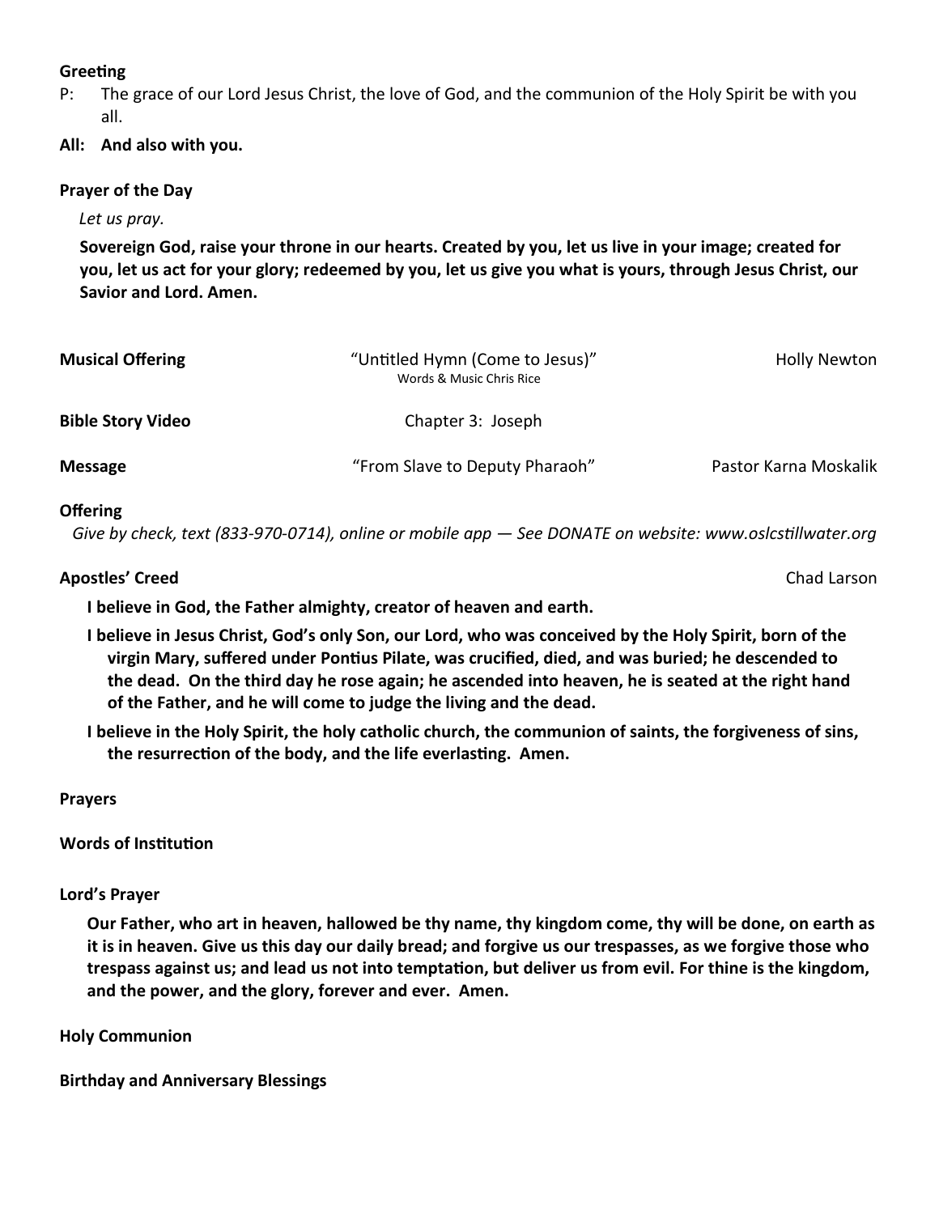**Greeting**

P: The grace of our Lord Jesus Christ, the love of God, and the communion of the Holy Spirit be with you all.

**All: And also with you.**

**Prayer of the Day**

*Let us pray.*

**Sovereign God, raise your throne in our hearts. Created by you, let us live in your image; created for you, let us act for your glory; redeemed by you, let us give you what is yours, through Jesus Christ, our Savior and Lord. Amen.**

**Musical Offering** — "Untitled Hymn (Come to Jesus)" — Holly Newton
Words & Music Chris Rice

**Bible Story Video** — Chapter 3: Joseph

**Message** — "From Slave to Deputy Pharaoh" — Pastor Karna Moskalik

**Offering**

*Give by check, text (833-970-0714), online or mobile app — See DONATE on website: www.oslcstillwater.org*

**Apostles' Creed** — Chad Larson

**I believe in God, the Father almighty, creator of heaven and earth.**

**I believe in Jesus Christ, God's only Son, our Lord, who was conceived by the Holy Spirit, born of the virgin Mary, suffered under Pontius Pilate, was crucified, died, and was buried; he descended to the dead. On the third day he rose again; he ascended into heaven, he is seated at the right hand of the Father, and he will come to judge the living and the dead.**

**I believe in the Holy Spirit, the holy catholic church, the communion of saints, the forgiveness of sins, the resurrection of the body, and the life everlasting. Amen.**

**Prayers**

**Words of Institution**

**Lord's Prayer**

**Our Father, who art in heaven, hallowed be thy name, thy kingdom come, thy will be done, on earth as it is in heaven. Give us this day our daily bread; and forgive us our trespasses, as we forgive those who trespass against us; and lead us not into temptation, but deliver us from evil. For thine is the kingdom, and the power, and the glory, forever and ever. Amen.**

**Holy Communion**

**Birthday and Anniversary Blessings**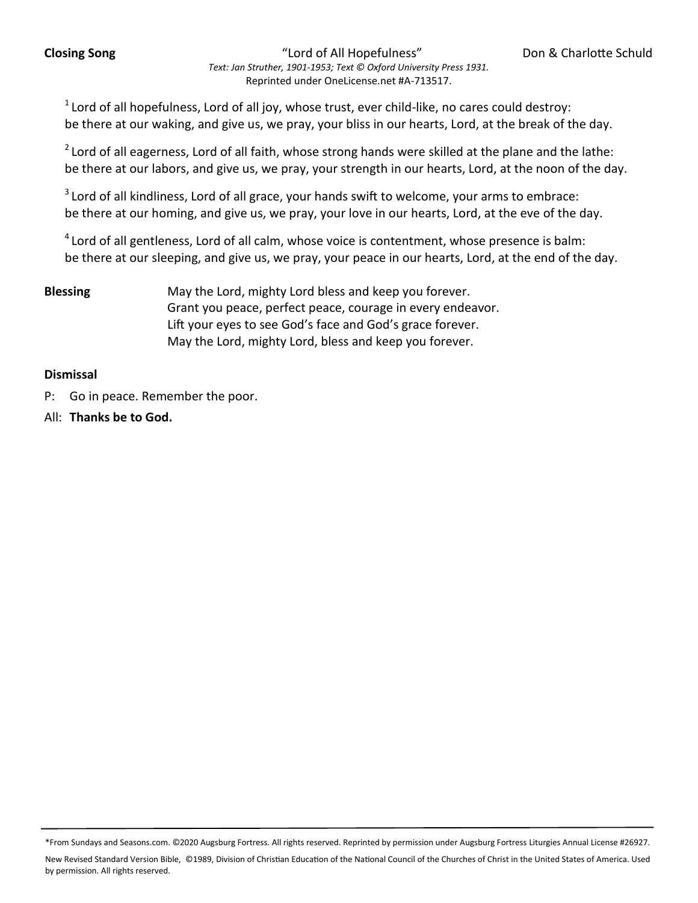**Closing Song** "Lord of All Hopefulness" Don & Charlotte Schuld

*Text: Jan Struther, 1901-1953; Text © Oxford University Press 1931.*
Reprinted under OneLicense.net #A-713517.

[1] Lord of all hopefulness, Lord of all joy, whose trust, ever child-like, no cares could destroy:
be there at our waking, and give us, we pray, your bliss in our hearts, Lord, at the break of the day.

[2] Lord of all eagerness, Lord of all faith, whose strong hands were skilled at the plane and the lathe:
be there at our labors, and give us, we pray, your strength in our hearts, Lord, at the noon of the day.

[3] Lord of all kindliness, Lord of all grace, your hands swift to welcome, your arms to embrace:
be there at our homing, and give us, we pray, your love in our hearts, Lord, at the eve of the day.

[4] Lord of all gentleness, Lord of all calm, whose voice is contentment, whose presence is balm:
be there at our sleeping, and give us, we pray, your peace in our hearts, Lord, at the end of the day.

**Blessing**

May the Lord, mighty Lord bless and keep you forever.
Grant you peace, perfect peace, courage in every endeavor.
Lift your eyes to see God's face and God's grace forever.
May the Lord, mighty Lord, bless and keep you forever.

**Dismissal**

P: Go in peace. Remember the poor.

All: **Thanks be to God.**

*From Sundays and Seasons.com. ©2020 Augsburg Fortress. All rights reserved. Reprinted by permission under Augsburg Fortress Liturgies Annual License #26927.

New Revised Standard Version Bible, ©1989, Division of Christian Education of the National Council of the Churches of Christ in the United States of America. Used by permission. All rights reserved.